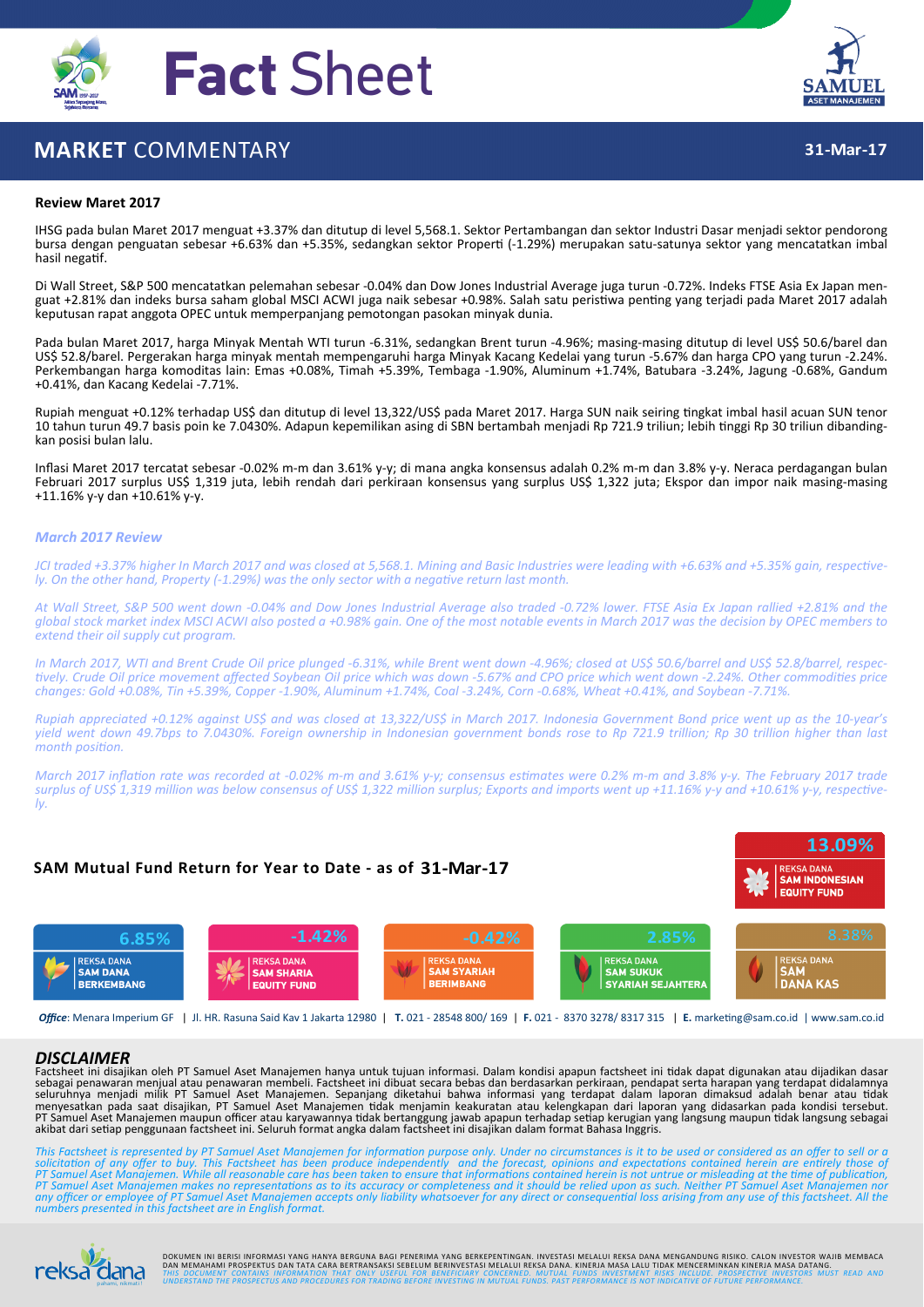# Fact Sheet

## MARKET COMMENTARY

**31-Mar-17**

**Review Maret 2017**

IHSG pada bulan Maret 2017 menguat +3.37% dan ditutup di level 5,568.1. Sektor Pertambangan dan sektor Industri Dasar menjadi sektor pendorong bursa dengan penguatan sebesar +6.63% dan +5.35%, sedangkan sektor Properti (-1.29%) merupakan satu-satunya sektor yang mencatatkan imbal hasil negatif.

Di Wall Street, S&P 500 mencatatkan pelemahan sebesar -0.04% dan Dow Jones Industrial Average juga turun -0.72%. Indeks FTSE Asia Ex Japan menguat +2.81% dan indeks bursa saham global MSCI ACWI juga naik sebesar +0.98%. Salah satu peristiwa penting yang terjadi pada Maret 2017 adalah keputusan rapat anggota OPEC untuk memperpanjang pemotongan pasokan minyak dunia.

Pada bulan Maret 2017, harga Minyak Mentah WTI turun -6.31%, sedangkan Brent turun -4.96%; masing-masing ditutup di level US$ 50.6/barel dan US$ 52.8/barel. Pergerakan harga minyak mentah mempengaruhi harga Minyak Kacang Kedelai yang turun -5.67% dan harga CPO yang turun -2.24%. Perkembangan harga komoditas lain: Emas +0.08%, Timah +5.39%, Tembaga -1.90%, Aluminum +1.74%, Batubara -3.24%, Jagung -0.68%, Gandum +0.41%, dan Kacang Kedelai -7.71%.

Rupiah menguat +0.12% terhadap US$ dan ditutup di level 13,322/US$ pada Maret 2017. Harga SUN naik seiring tingkat imbal hasil acuan SUN tenor 10 tahun turun 49.7 basis poin ke 7.0430%. Adapun kepemilikan asing di SBN bertambah menjadi Rp 721.9 triliun; lebih tinggi Rp 30 triliun dibandingkan posisi bulan lalu.

Inflasi Maret 2017 tercatat sebesar -0.02% m-m dan 3.61% y-y; di mana angka konsensus adalah 0.2% m-m dan 3.8% y-y. Neraca perdagangan bulan Februari 2017 surplus US$ 1,319 juta, lebih rendah dari perkiraan konsensus yang surplus US$ 1,322 juta; Ekspor dan impor naik masing-masing +11.16% y-y dan +10.61% y-y.

***March 2017 Review***

*JCI traded +3.37% higher In March 2017 and was closed at 5,568.1. Mining and Basic Industries were leading with +6.63% and +5.35% gain, respectively. On the other hand, Property (-1.29%) was the only sector with a negative return last month.*

*At Wall Street, S&P 500 went down -0.04% and Dow Jones Industrial Average also traded -0.72% lower. FTSE Asia Ex Japan rallied +2.81% and the global stock market index MSCI ACWI also posted a +0.98% gain. One of the most notable events in March 2017 was the decision by OPEC members to extend their oil supply cut program.*

*In March 2017, WTI and Brent Crude Oil price plunged -6.31%, while Brent went down -4.96%; closed at US$ 50.6/barrel and US$ 52.8/barrel, respectively. Crude Oil price movement affected Soybean Oil price which was down -5.67% and CPO price which went down -2.24%. Other commodities price changes: Gold +0.08%, Tin +5.39%, Copper -1.90%, Aluminum +1.74%, Coal -3.24%, Corn -0.68%, Wheat +0.41%, and Soybean -7.71%.*

*Rupiah appreciated +0.12% against US$ and was closed at 13,322/US$ in March 2017. Indonesia Government Bond price went up as the 10-year's yield went down 49.7bps to 7.0430%. Foreign ownership in Indonesian government bonds rose to Rp 721.9 trillion; Rp 30 trillion higher than last month position.*

*March 2017 inflation rate was recorded at -0.02% m-m and 3.61% y-y; consensus estimates were 0.2% m-m and 3.8% y-y. The February 2017 trade surplus of US$ 1,319 million was below consensus of US$ 1,322 million surplus; Exports and imports went up +11.16% y-y and +10.61% y-y, respectively.*

### SAM Mutual Fund Return for Year to Date - as of 31-Mar-17

| Reksa Dana | Return |
|---|---|
| Reksa Dana SAM Indonesian Equity Fund | 13.09% |
| Reksa Dana SAM Dana Berkembang | 6.85% |
| Reksa Dana SAM Sharia Equity Fund | -1.42% |
| Reksa Dana SAM Syariah Berimbang | -0.42% |
| Reksa Dana SAM Sukuk Syariah Sejahtera | 2.85% |
| Reksa Dana SAM Dana Kas | 8.38% |

***Office***: Menara Imperium GF | Jl. HR. Rasuna Said Kav 1 Jakarta 12980 | **T.** 021 - 28548 800/ 169 | **F.** 021 - 8370 3278/ 8317 315 | **E.** marketing@sam.co.id | www.sam.co.id

## DISCLAIMER

Factsheet ini disajikan oleh PT Samuel Aset Manajemen hanya untuk tujuan informasi. Dalam kondisi apapun factsheet ini tidak dapat digunakan atau dijadikan dasar sebagai penawaran menjual atau penawaran membeli. Factsheet ini dibuat secara bebas dan berdasarkan perkiraan, pendapat serta harapan yang terdapat didalamnya seluruhnya menjadi milik PT Samuel Aset Manajemen. Sepanjang diketahui bahwa informasi yang terdapat dalam laporan dimaksud adalah benar atau tidak menyesatkan pada saat disajikan, PT Samuel Aset Manajemen tidak menjamin keakuratan atau kelengkapan dari laporan yang didasarkan pada kondisi tersebut. PT Samuel Aset Manajemen maupun officer atau karyawannya tidak bertanggung jawab apapun terhadap setiap kerugian yang langsung maupun tidak langsung sebagai akibat dari setiap penggunaan factsheet ini. Seluruh format angka dalam factsheet ini disajikan dalam format Bahasa Inggris.

*This Factsheet is represented by PT Samuel Aset Manajemen for information purpose only. Under no circumstances is it to be used or considered as an offer to sell or a solicitation of any offer to buy. This Factsheet has been produce independently and the forecast, opinions and expectations contained herein are entirely those of PT Samuel Aset Manajemen. While all reasonable care has been taken to ensure that informations contained herein is not untrue or misleading at the time of publication, PT Samuel Aset Manajemen makes no representations as to its accuracy or completeness and it should be relied upon as such. Neither PT Samuel Aset Manajemen nor any officer or employee of PT Samuel Aset Manajemen accepts only liability whatsoever for any direct or consequential loss arising from any use of this factsheet. All the numbers presented in this factsheet are in English format.*

DOKUMEN INI BERISI INFORMASI YANG HANYA BERGUNA BAGI PENERIMA YANG BERKEPENTINGAN. INVESTASI MELALUI REKSA DANA MENGANDUNG RISIKO. CALON INVESTOR WAJIB MEMBACA DAN MEMAHAMI PROSPEKTUS DAN TATA CARA BERTRANSAKSI SEBELUM BERINVESTASI MELALUI REKSA DANA. KINERJA MASA LALU TIDAK MENCERMINKAN KINERJA MASA DATANG.
*THIS DOCUMENT CONTAINS INFORMATION THAT ONLY USEFUL FOR BENEFICIARY CONCERNED. MUTUAL FUNDS INVESTMENT RISKS INCLUDE. PROSPECTIVE INVESTORS MUST READ AND UNDERSTAND THE PROSPECTUS AND PROCEDURES FOR TRADING BEFORE INVESTING IN MUTUAL FUNDS. PAST PERFORMANCE IS NOT INDICATIVE OF FUTURE PERFORMANCE.*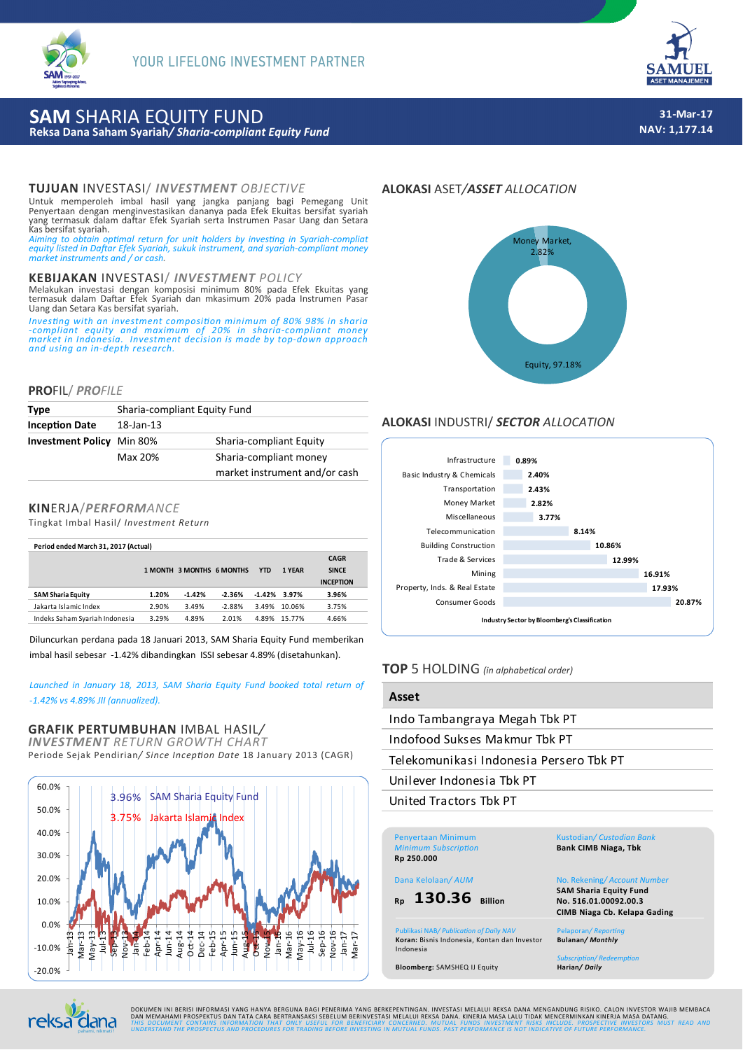# SAM SHARIA EQUITY FUND

**Reksa Dana Saham Syariah/ *Sharia-compliant Equity Fund***

**31-Mar-17**
**NAV: 1,177.14**

YOUR LIFELONG INVESTMENT PARTNER

## TUJUAN INVESTASI/ *INVESTMENT OBJECTIVE*

Untuk memperoleh imbal hasil yang jangka panjang bagi Pemegang Unit Penyertaan dengan menginvestasikan dananya pada Efek Ekuitas bersifat syariah yang termasuk dalam daftar Efek Syariah serta Instrumen Pasar Uang dan Setara Kas bersifat syariah.

*Aiming to obtain optimal return for unit holders by investing in Syariah-compliat equity listed in Daftar Efek Syariah, sukuk instrument, and syariah-compliant money market instruments and / or cash.*

## KEBIJAKAN INVESTASI/ *INVESTMENT POLICY*

Melakukan investasi dengan komposisi minimum 80% pada Efek Ekuitas yang termasuk dalam Daftar Efek Syariah dan mkasimum 20% pada Instrumen Pasar Uang dan Setara Kas bersifat syariah.

*Investing with an investment composition minimum of 80% 98% in sharia -compliant equity and maximum of 20% in sharia-compliant money market in Indonesia. Investment decision is made by top-down approach and using an in-depth research.*

## PROFIL/ *PROFILE*

| | | |
|---|---|---|
| **Type** | Sharia-compliant Equity Fund | |
| **Inception Date** | 18-Jan-13 | |
| **Investment Policy** | Min 80% | Sharia-compliant Equity |
| | Max 20% | Sharia-compliant money market instrument and/or cash |

## KINERJA/*PERFORMANCE*

Tingkat Imbal Hasil/ *Investment Return*

**Period ended March 31, 2017 (Actual)**

| | 1 MONTH | 3 MONTHS | 6 MONTHS | YTD | 1 YEAR | CAGR SINCE INCEPTION |
|---|---|---|---|---|---|---|
| **SAM Sharia Equity** | 1.20% | -1.42% | -2.36% | -1.42% | 3.97% | 3.96% |
| Jakarta Islamic Index | 2.90% | 3.49% | -2.88% | 3.49% | 10.06% | 3.75% |
| Indeks Saham Syariah Indonesia | 3.29% | 4.89% | 2.01% | 4.89% | 15.77% | 4.66% |

Diluncurkan perdana pada 18 Januari 2013, SAM Sharia Equity Fund memberikan imbal hasil sebesar -1.42% dibandingkan ISSI sebesar 4.89% (disetahunkan).

*Launched in January 18, 2013, SAM Sharia Equity Fund booked total return of -1.42% vs 4.89% JII (annualized).*

## GRAFIK PERTUMBUHAN IMBAL HASIL/ *INVESTMENT RETURN GROWTH CHART*

Periode Sejak Pendirian/ *Since Inception Date* 18 January 2013 (CAGR)

3.96% SAM Sharia Equity Fund
3.75% Jakarta Islamic Index

60.0%
50.0%
40.0%
30.0%
20.0%
10.0%
0.0%
-10.0%
-20.0%

Jan-13, Mar-13, May-13, Jul-13, Sep-13, Nov-13, Jan-14, Feb-14, Apr-14, Jun-14, Aug-14, Oct-14, Dec-14, Feb-15, Apr-15, Jun-15, Aug-15, Oct-15, Nov-15, Jan-16, Mar-16, May-16, Jul-16, Sep-16, Nov-16, Jan-17, Mar-17

## ALOKASI ASET/*ASSET ALLOCATION*

Money Market, 2.82%
Equity, 97.18%

## ALOKASI INDUSTRI/ *SECTOR ALLOCATION*

Infrastructure 0.89%
Basic Industry & Chemicals 2.40%
Transportation 2.43%
Money Market 2.82%
Miscellaneous 3.77%
Telecommunication 8.14%
Building Construction 10.86%
Trade & Services 12.99%
Mining 16.91%
Property, Inds. & Real Estate 17.93%
Consumer Goods 20.87%

Industry Sector by Bloomberg's Classification

## TOP 5 HOLDING *(in alphabetical order)*

| Asset |
|---|
| Indo Tambangraya Megah Tbk PT |
| Indofood Sukses Makmur Tbk PT |
| Telekomunikasi Indonesia Persero Tbk PT |
| Unilever Indonesia Tbk PT |
| United Tractors Tbk PT |

Penyertaan Minimum
*Minimum Subscription*
**Rp 250.000**

Kustodian/ *Custodian Bank*
**Bank CIMB Niaga, Tbk**

Dana Kelolaan/ *AUM*
**Rp 130.36 Billion**

No. Rekening/ *Account Number*
**SAM Sharia Equity Fund**
**No. 516.01.00092.00.3**
**CIMB Niaga Cb. Kelapa Gading**

Publikasi NAB/ *Publication of Daily NAV*
**Koran:** Bisnis Indonesia, Kontan dan Investor Indonesia

**Bloomberg:** SAMSHEQ IJ Equity

Pelaporan/ *Reporting*
**Bulanan/ *Monthly***

*Subscription/ Redemption*
**Harian/ *Daily***

DOKUMEN INI BERISI INFORMASI YANG HANYA BERGUNA BAGI PENERIMA YANG BERKEPENTINGAN. INVESTASI MELALUI REKSA DANA MENGANDUNG RISIKO. CALON INVESTOR WAJIB MEMBACA DAN MEMAHAMI PROSPEKTUS DAN TATA CARA BERTRANSAKSI SEBELUM BERINVESTASI MELALUI REKSA DANA. KINERJA MASA LALU TIDAK MENCERMINKAN KINERJA MASA DATANG.
*THIS DOCUMENT CONTAINS INFORMATION THAT ONLY USEFUL FOR BENEFICIARY CONCERNED. MUTUAL FUNDS INVESTMENT RISKS INCLUDE. PROSPECTIVE INVESTORS MUST READ AND UNDERSTAND THE PROSPECTUS AND PROCEDURES FOR TRADING BEFORE INVESTING IN MUTUAL FUNDS. PAST PERFORMANCE IS NOT INDICATIVE OF FUTURE PERFORMANCE.*